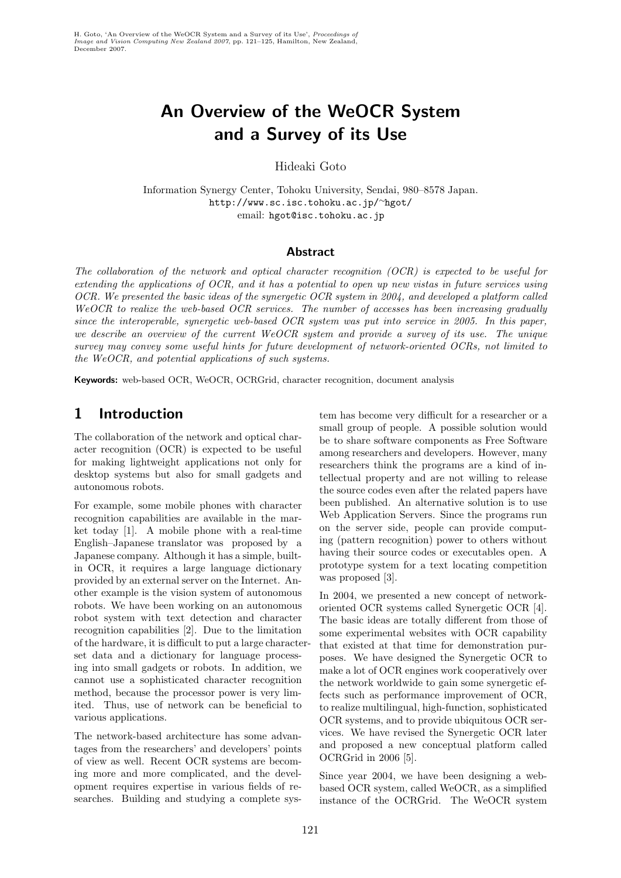H. Goto, 'An Overview of the WeOCR System and a Survey of its Use', *Proceedings of Image and Vision Computing New Zealand 2007*, pp. 121–125, Hamilton, New Zealand, December 2007.

# An Overview of the WeOCR System and a Survey of its Use

Hideaki Goto

Information Synergy Center, Tohoku University, Sendai, 980–8578 Japan.
http://www.sc.isc.tohoku.ac.jp/~hgot/
email: hgot@isc.tohoku.ac.jp

## Abstract

*The collaboration of the network and optical character recognition (OCR) is expected to be useful for extending the applications of OCR, and it has a potential to open up new vistas in future services using OCR. We presented the basic ideas of the synergetic OCR system in 2004, and developed a platform called WeOCR to realize the web-based OCR services. The number of accesses has been increasing gradually since the interoperable, synergetic web-based OCR system was put into service in 2005. In this paper, we describe an overview of the current WeOCR system and provide a survey of its use. The unique survey may convey some useful hints for future development of network-oriented OCRs, not limited to the WeOCR, and potential applications of such systems.*

**Keywords:** web-based OCR, WeOCR, OCRGrid, character recognition, document analysis

## 1 Introduction

The collaboration of the network and optical character recognition (OCR) is expected to be useful for making lightweight applications not only for desktop systems but also for small gadgets and autonomous robots.

For example, some mobile phones with character recognition capabilities are available in the market today [1]. A mobile phone with a real-time English–Japanese translator was proposed by a Japanese company. Although it has a simple, built-in OCR, it requires a large language dictionary provided by an external server on the Internet. Another example is the vision system of autonomous robots. We have been working on an autonomous robot system with text detection and character recognition capabilities [2]. Due to the limitation of the hardware, it is difficult to put a large character-set data and a dictionary for language processing into small gadgets or robots. In addition, we cannot use a sophisticated character recognition method, because the processor power is very limited. Thus, use of network can be beneficial to various applications.

The network-based architecture has some advantages from the researchers' and developers' points of view as well. Recent OCR systems are becoming more and more complicated, and the development requires expertise in various fields of researches. Building and studying a complete system has become very difficult for a researcher or a small group of people. A possible solution would be to share software components as Free Software among researchers and developers. However, many researchers think the programs are a kind of intellectual property and are not willing to release the source codes even after the related papers have been published. An alternative solution is to use Web Application Servers. Since the programs run on the server side, people can provide computing (pattern recognition) power to others without having their source codes or executables open. A prototype system for a text locating competition was proposed [3].

In 2004, we presented a new concept of network-oriented OCR systems called Synergetic OCR [4]. The basic ideas are totally different from those of some experimental websites with OCR capability that existed at that time for demonstration purposes. We have designed the Synergetic OCR to make a lot of OCR engines work cooperatively over the network worldwide to gain some synergetic effects such as performance improvement of OCR, to realize multilingual, high-function, sophisticated OCR systems, and to provide ubiquitous OCR services. We have revised the Synergetic OCR later and proposed a new conceptual platform called OCRGrid in 2006 [5].

Since year 2004, we have been designing a web-based OCR system, called WeOCR, as a simplified instance of the OCRGrid. The WeOCR system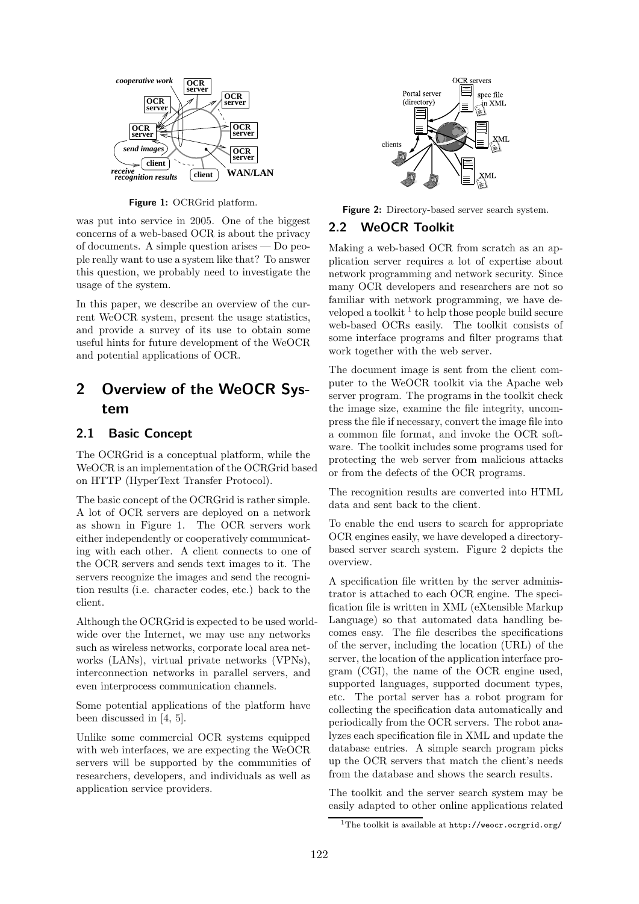Figure 1: OCRGrid platform.

was put into service in 2005. One of the biggest concerns of a web-based OCR is about the privacy of documents. A simple question arises — Do people really want to use a system like that? To answer this question, we probably need to investigate the usage of the system.

In this paper, we describe an overview of the current WeOCR system, present the usage statistics, and provide a survey of its use to obtain some useful hints for future development of the WeOCR and potential applications of OCR.

## 2 Overview of the WeOCR System

### 2.1 Basic Concept

The OCRGrid is a conceptual platform, while the WeOCR is an implementation of the OCRGrid based on HTTP (HyperText Transfer Protocol).

The basic concept of the OCRGrid is rather simple. A lot of OCR servers are deployed on a network as shown in Figure 1. The OCR servers work either independently or cooperatively communicating with each other. A client connects to one of the OCR servers and sends text images to it. The servers recognize the images and send the recognition results (i.e. character codes, etc.) back to the client.

Although the OCRGrid is expected to be used worldwide over the Internet, we may use any networks such as wireless networks, corporate local area networks (LANs), virtual private networks (VPNs), interconnection networks in parallel servers, and even interprocess communication channels.

Some potential applications of the platform have been discussed in [4, 5].

Unlike some commercial OCR systems equipped with web interfaces, we are expecting the WeOCR servers will be supported by the communities of researchers, developers, and individuals as well as application service providers.

Figure 2: Directory-based server search system.

### 2.2 WeOCR Toolkit

Making a web-based OCR from scratch as an application server requires a lot of expertise about network programming and network security. Since many OCR developers and researchers are not so familiar with network programming, we have developed a toolkit [1] to help those people build secure web-based OCRs easily. The toolkit consists of some interface programs and filter programs that work together with the web server.

The document image is sent from the client computer to the WeOCR toolkit via the Apache web server program. The programs in the toolkit check the image size, examine the file integrity, uncompress the file if necessary, convert the image file into a common file format, and invoke the OCR software. The toolkit includes some programs used for protecting the web server from malicious attacks or from the defects of the OCR programs.

The recognition results are converted into HTML data and sent back to the client.

To enable the end users to search for appropriate OCR engines easily, we have developed a directory-based server search system. Figure 2 depicts the overview.

A specification file written by the server administrator is attached to each OCR engine. The specification file is written in XML (eXtensible Markup Language) so that automated data handling becomes easy. The file describes the specifications of the server, including the location (URL) of the server, the location of the application interface program (CGI), the name of the OCR engine used, supported languages, supported document types, etc. The portal server has a robot program for collecting the specification data automatically and periodically from the OCR servers. The robot analyzes each specification file in XML and update the database entries. A simple search program picks up the OCR servers that match the client's needs from the database and shows the search results.

The toolkit and the server search system may be easily adapted to other online applications related

[1] The toolkit is available at http://weocr.ocrgrid.org/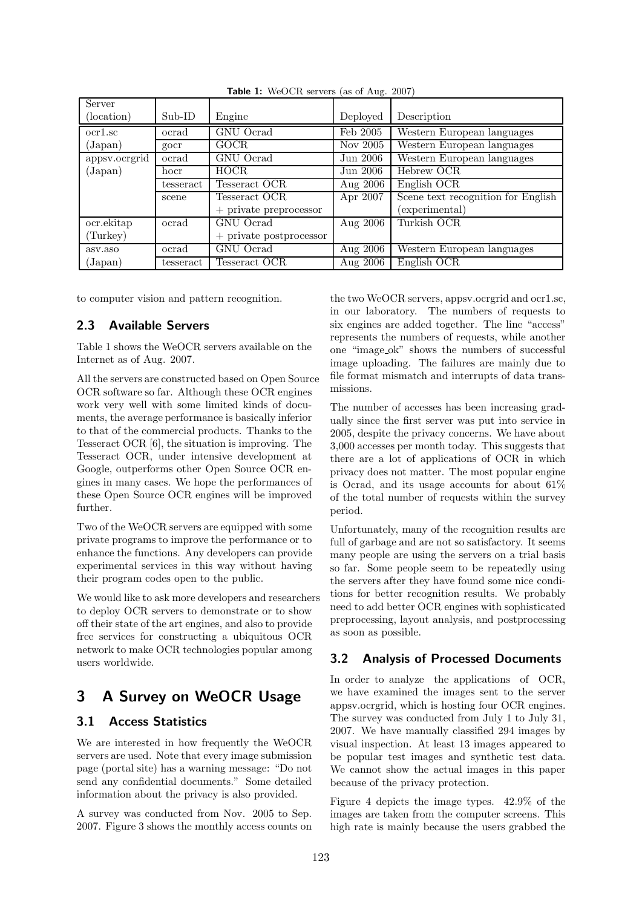**Table 1:** WeOCR servers (as of Aug. 2007)

| Server (location) | Sub-ID | Engine | Deployed | Description |
|---|---|---|---|---|
| ocr1.sc (Japan) | ocrad | GNU Ocrad | Feb 2005 | Western European languages |
| | gocr | GOCR | Nov 2005 | Western European languages |
| appsv.ocrgrid (Japan) | ocrad | GNU Ocrad | Jun 2006 | Western European languages |
| | hocr | HOCR | Jun 2006 | Hebrew OCR |
| | tesseract | Tesseract OCR | Aug 2006 | English OCR |
| | scene | Tesseract OCR + private preprocessor | Apr 2007 | Scene text recognition for English (experimental) |
| ocr.ekitap (Turkey) | ocrad | GNU Ocrad + private postprocessor | Aug 2006 | Turkish OCR |
| asv.aso (Japan) | ocrad | GNU Ocrad | Aug 2006 | Western European languages |
| | tesseract | Tesseract OCR | Aug 2006 | English OCR |

to computer vision and pattern recognition.

### 2.3 Available Servers

Table 1 shows the WeOCR servers available on the Internet as of Aug. 2007.

All the servers are constructed based on Open Source OCR software so far. Although these OCR engines work very well with some limited kinds of documents, the average performance is basically inferior to that of the commercial products. Thanks to the Tesseract OCR [6], the situation is improving. The Tesseract OCR, under intensive development at Google, outperforms other Open Source OCR engines in many cases. We hope the performances of these Open Source OCR engines will be improved further.

Two of the WeOCR servers are equipped with some private programs to improve the performance or to enhance the functions. Any developers can provide experimental services in this way without having their program codes open to the public.

We would like to ask more developers and researchers to deploy OCR servers to demonstrate or to show off their state of the art engines, and also to provide free services for constructing a ubiquitous OCR network to make OCR technologies popular among users worldwide.

## 3 A Survey on WeOCR Usage

### 3.1 Access Statistics

We are interested in how frequently the WeOCR servers are used. Note that every image submission page (portal site) has a warning message: "Do not send any confidential documents." Some detailed information about the privacy is also provided.

A survey was conducted from Nov. 2005 to Sep. 2007. Figure 3 shows the monthly access counts on the two WeOCR servers, appsv.ocrgrid and ocr1.sc, in our laboratory. The numbers of requests to six engines are added together. The line "access" represents the numbers of requests, while another one "image_ok" shows the numbers of successful image uploading. The failures are mainly due to file format mismatch and interrupts of data transmissions.

The number of accesses has been increasing gradually since the first server was put into service in 2005, despite the privacy concerns. We have about 3,000 accesses per month today. This suggests that there are a lot of applications of OCR in which privacy does not matter. The most popular engine is Ocrad, and its usage accounts for about 61% of the total number of requests within the survey period.

Unfortunately, many of the recognition results are full of garbage and are not so satisfactory. It seems many people are using the servers on a trial basis so far. Some people seem to be repeatedly using the servers after they have found some nice conditions for better recognition results. We probably need to add better OCR engines with sophisticated preprocessing, layout analysis, and postprocessing as soon as possible.

### 3.2 Analysis of Processed Documents

In order to analyze the applications of OCR, we have examined the images sent to the server appsv.ocrgrid, which is hosting four OCR engines. The survey was conducted from July 1 to July 31, 2007. We have manually classified 294 images by visual inspection. At least 13 images appeared to be popular test images and synthetic test data. We cannot show the actual images in this paper because of the privacy protection.

Figure 4 depicts the image types. 42.9% of the images are taken from the computer screens. This high rate is mainly because the users grabbed the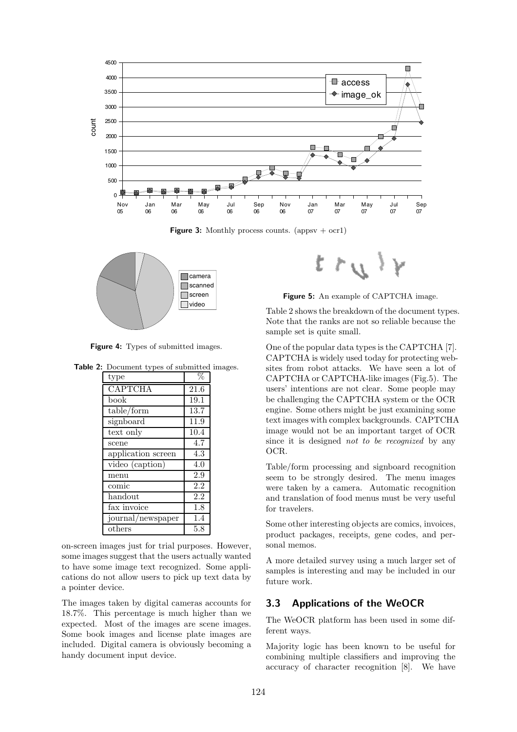**Figure 3:** Monthly process counts. (appsv + ocr1)

**Figure 4:** Types of submitted images.

**Table 2:** Document types of submitted images.

| type | % |
|---|---|
| CAPTCHA | 21.6 |
| book | 19.1 |
| table/form | 13.7 |
| signboard | 11.9 |
| text only | 10.4 |
| scene | 4.7 |
| application screen | 4.3 |
| video (caption) | 4.0 |
| menu | 2.9 |
| comic | 2.2 |
| handout | 2.2 |
| fax invoice | 1.8 |
| journal/newspaper | 1.4 |
| others | 5.8 |

on-screen images just for trial purposes. However, some images suggest that the users actually wanted to have some image text recognized. Some applications do not allow users to pick up text data by a pointer device.

The images taken by digital cameras accounts for 18.7%. This percentage is much higher than we expected. Most of the images are scene images. Some book images and license plate images are included. Digital camera is obviously becoming a handy document input device.

**Figure 5:** An example of CAPTCHA image.

Table 2 shows the breakdown of the document types. Note that the ranks are not so reliable because the sample set is quite small.

One of the popular data types is the CAPTCHA [7]. CAPTCHA is widely used today for protecting websites from robot attacks. We have seen a lot of CAPTCHA or CAPTCHA-like images (Fig.5). The users' intentions are not clear. Some people may be challenging the CAPTCHA system or the OCR engine. Some others might be just examining some text images with complex backgrounds. CAPTCHA image would not be an important target of OCR since it is designed *not to be recognized* by any OCR.

Table/form processing and signboard recognition seem to be strongly desired. The menu images were taken by a camera. Automatic recognition and translation of food menus must be very useful for travelers.

Some other interesting objects are comics, invoices, product packages, receipts, gene codes, and personal memos.

A more detailed survey using a much larger set of samples is interesting and may be included in our future work.

### 3.3 Applications of the WeOCR

The WeOCR platform has been used in some different ways.

Majority logic has been known to be useful for combining multiple classifiers and improving the accuracy of character recognition [8]. We have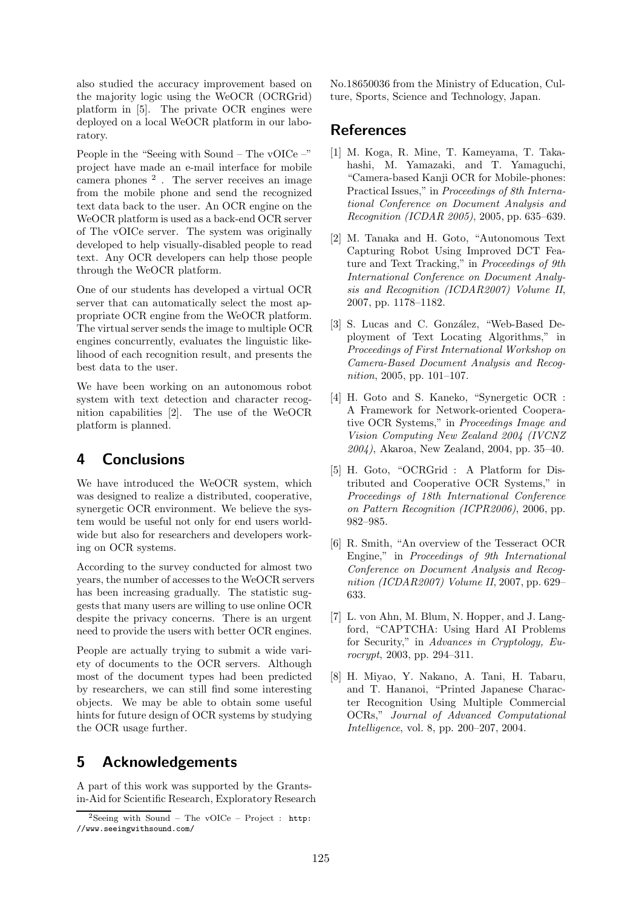also studied the accuracy improvement based on the majority logic using the WeOCR (OCRGrid) platform in [5]. The private OCR engines were deployed on a local WeOCR platform in our laboratory.

People in the "Seeing with Sound – The vOICe –" project have made an e-mail interface for mobile camera phones [2]. The server receives an image from the mobile phone and send the recognized text data back to the user. An OCR engine on the WeOCR platform is used as a back-end OCR server of The vOICe server. The system was originally developed to help visually-disabled people to read text. Any OCR developers can help those people through the WeOCR platform.

One of our students has developed a virtual OCR server that can automatically select the most appropriate OCR engine from the WeOCR platform. The virtual server sends the image to multiple OCR engines concurrently, evaluates the linguistic likelihood of each recognition result, and presents the best data to the user.

We have been working on an autonomous robot system with text detection and character recognition capabilities [2]. The use of the WeOCR platform is planned.

## 4 Conclusions

We have introduced the WeOCR system, which was designed to realize a distributed, cooperative, synergetic OCR environment. We believe the system would be useful not only for end users worldwide but also for researchers and developers working on OCR systems.

According to the survey conducted for almost two years, the number of accesses to the WeOCR servers has been increasing gradually. The statistic suggests that many users are willing to use online OCR despite the privacy concerns. There is an urgent need to provide the users with better OCR engines.

People are actually trying to submit a wide variety of documents to the OCR servers. Although most of the document types had been predicted by researchers, we can still find some interesting objects. We may be able to obtain some useful hints for future design of OCR systems by studying the OCR usage further.

## 5 Acknowledgements

A part of this work was supported by the Grants-in-Aid for Scientific Research, Exploratory Research No.18650036 from the Ministry of Education, Culture, Sports, Science and Technology, Japan.

[2]Seeing with Sound – The vOICe – Project : http://www.seeingwithsound.com/

## References

[1] M. Koga, R. Mine, T. Kameyama, T. Takahashi, M. Yamazaki, and T. Yamaguchi, "Camera-based Kanji OCR for Mobile-phones: Practical Issues," in *Proceedings of 8th International Conference on Document Analysis and Recognition (ICDAR 2005)*, 2005, pp. 635–639.

[2] M. Tanaka and H. Goto, "Autonomous Text Capturing Robot Using Improved DCT Feature and Text Tracking," in *Proceedings of 9th International Conference on Document Analysis and Recognition (ICDAR2007) Volume II*, 2007, pp. 1178–1182.

[3] S. Lucas and C. González, "Web-Based Deployment of Text Locating Algorithms," in *Proceedings of First International Workshop on Camera-Based Document Analysis and Recognition*, 2005, pp. 101–107.

[4] H. Goto and S. Kaneko, "Synergetic OCR : A Framework for Network-oriented Cooperative OCR Systems," in *Proceedings Image and Vision Computing New Zealand 2004 (IVCNZ 2004)*, Akaroa, New Zealand, 2004, pp. 35–40.

[5] H. Goto, "OCRGrid : A Platform for Distributed and Cooperative OCR Systems," in *Proceedings of 18th International Conference on Pattern Recognition (ICPR2006)*, 2006, pp. 982–985.

[6] R. Smith, "An overview of the Tesseract OCR Engine," in *Proceedings of 9th International Conference on Document Analysis and Recognition (ICDAR2007) Volume II*, 2007, pp. 629–633.

[7] L. von Ahn, M. Blum, N. Hopper, and J. Langford, "CAPTCHA: Using Hard AI Problems for Security," in *Advances in Cryptology, Eurocrypt*, 2003, pp. 294–311.

[8] H. Miyao, Y. Nakano, A. Tani, H. Tabaru, and T. Hananoi, "Printed Japanese Character Recognition Using Multiple Commercial OCRs," *Journal of Advanced Computational Intelligence*, vol. 8, pp. 200–207, 2004.